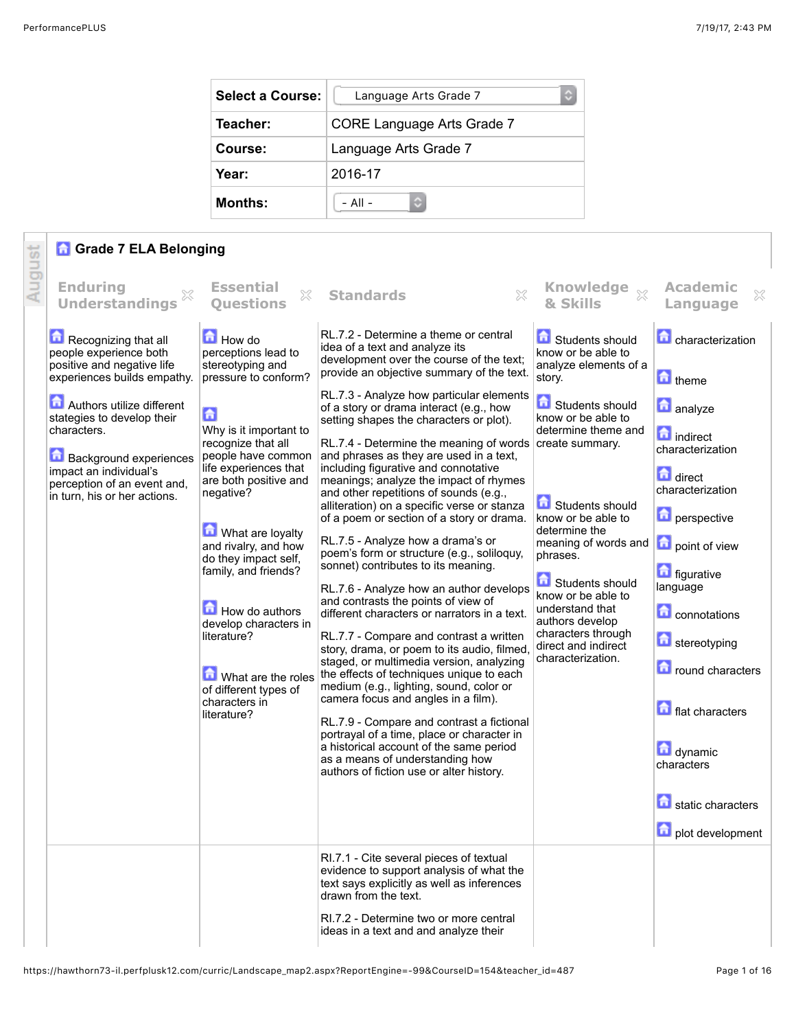| Select a Course: | Language Arts Grade 7 |
| --- | --- |
| Teacher: | CORE Language Arts Grade 7 |
| Course: | Language Arts Grade 7 |
| Year: | 2016-17 |
| Months: | - All - |

August

## Grade 7 ELA Belonging

| Enduring Understandings | Essential Questions | Standards | Knowledge & Skills | Academic Language |
| --- | --- | --- | --- | --- |
| Recognizing that all people experience both positive and negative life experiences builds empathy.<br><br>Authors utilize different stategies to develop their characters.<br><br>Background experiences impact an individual's perception of an event and, in turn, his or her actions. | How do perceptions lead to stereotyping and pressure to conform?<br><br>Why is it important to recognize that all people have common life experiences that are both positive and negative?<br><br>What are loyalty and rivalry, and how do they impact self, family, and friends?<br><br>How do authors develop characters in literature?<br><br>What are the roles of different types of characters in literature? | RL.7.2 - Determine a theme or central idea of a text and analyze its development over the course of the text; provide an objective summary of the text.<br><br>RL.7.3 - Analyze how particular elements of a story or drama interact (e.g., how setting shapes the characters or plot).<br><br>RL.7.4 - Determine the meaning of words and phrases as they are used in a text, including figurative and connotative meanings; analyze the impact of rhymes and other repetitions of sounds (e.g., alliteration) on a specific verse or stanza of a poem or section of a story or drama.<br><br>RL.7.5 - Analyze how a drama's or poem's form or structure (e.g., soliloquy, sonnet) contributes to its meaning.<br><br>RL.7.6 - Analyze how an author develops and contrasts the points of view of different characters or narrators in a text.<br><br>RL.7.7 - Compare and contrast a written story, drama, or poem to its audio, filmed, staged, or multimedia version, analyzing the effects of techniques unique to each medium (e.g., lighting, sound, color or camera focus and angles in a film).<br><br>RL.7.9 - Compare and contrast a fictional portrayal of a time, place or character in a historical account of the same period as a means of understanding how authors of fiction use or alter history. | Students should know or be able to analyze elements of a story.<br><br>Students should know or be able to determine theme and create summary.<br><br>Students should know or be able to determine the meaning of words and phrases.<br><br>Students should know or be able to understand that authors develop characters through direct and indirect characterization. | characterization<br><br>theme<br><br>analyze<br><br>indirect characterization<br><br>direct characterization<br><br>perspective<br><br>point of view<br><br>figurative language<br><br>connotations<br><br>stereotyping<br><br>round characters<br><br>flat characters<br><br>dynamic characters<br><br>static characters<br><br>plot development |
| | | RI.7.1 - Cite several pieces of textual evidence to support analysis of what the text says explicitly as well as inferences drawn from the text.<br><br>RI.7.2 - Determine two or more central ideas in a text and and analyze their | | |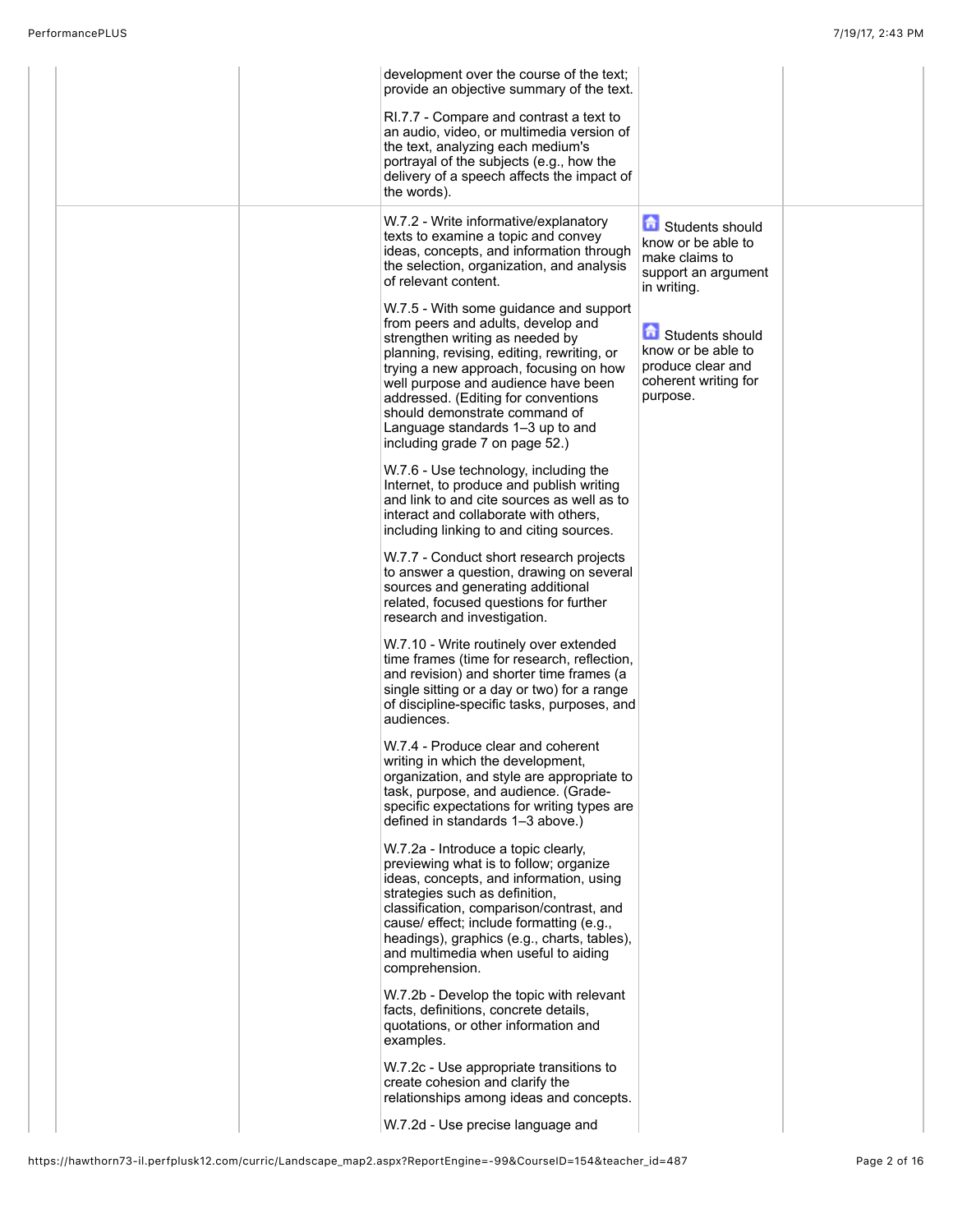| | | | | |
|---|---|---|---|---|
| | | development over the course of the text; provide an objective summary of the text.<br><br>RI.7.7 - Compare and contrast a text to an audio, video, or multimedia version of the text, analyzing each medium's portrayal of the subjects (e.g., how the delivery of a speech affects the impact of the words). | | |
| | | W.7.2 - Write informative/explanatory texts to examine a topic and convey ideas, concepts, and information through the selection, organization, and analysis of relevant content.<br><br>W.7.5 - With some guidance and support from peers and adults, develop and strengthen writing as needed by planning, revising, editing, rewriting, or trying a new approach, focusing on how well purpose and audience have been addressed. (Editing for conventions should demonstrate command of Language standards 1–3 up to and including grade 7 on page 52.)<br><br>W.7.6 - Use technology, including the Internet, to produce and publish writing and link to and cite sources as well as to interact and collaborate with others, including linking to and citing sources.<br><br>W.7.7 - Conduct short research projects to answer a question, drawing on several sources and generating additional related, focused questions for further research and investigation.<br><br>W.7.10 - Write routinely over extended time frames (time for research, reflection, and revision) and shorter time frames (a single sitting or a day or two) for a range of discipline-specific tasks, purposes, and audiences.<br><br>W.7.4 - Produce clear and coherent writing in which the development, organization, and style are appropriate to task, purpose, and audience. (Grade-specific expectations for writing types are defined in standards 1–3 above.)<br><br>W.7.2a - Introduce a topic clearly, previewing what is to follow; organize ideas, concepts, and information, using strategies such as definition, classification, comparison/contrast, and cause/ effect; include formatting (e.g., headings), graphics (e.g., charts, tables), and multimedia when useful to aiding comprehension.<br><br>W.7.2b - Develop the topic with relevant facts, definitions, concrete details, quotations, or other information and examples.<br><br>W.7.2c - Use appropriate transitions to create cohesion and clarify the relationships among ideas and concepts.<br><br>W.7.2d - Use precise language and | Students should know or be able to make claims to support an argument in writing.<br><br>Students should know or be able to produce clear and coherent writing for purpose. | |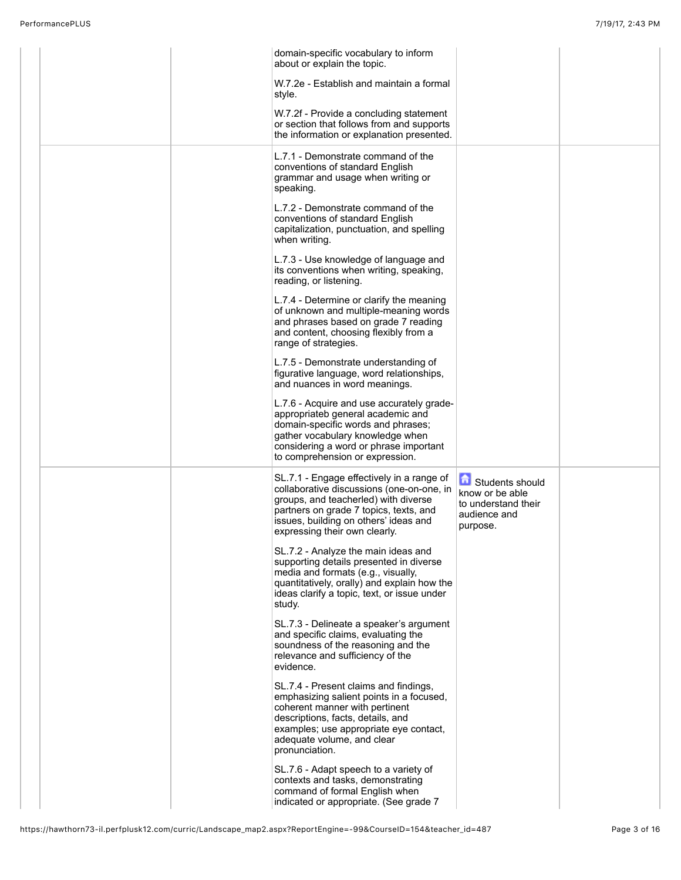| | | | | |
|---|---|---|---|---|
| | | domain-specific vocabulary to inform about or explain the topic.<br><br>W.7.2e - Establish and maintain a formal style.<br><br>W.7.2f - Provide a concluding statement or section that follows from and supports the information or explanation presented. | | |
| | | L.7.1 - Demonstrate command of the conventions of standard English grammar and usage when writing or speaking.<br><br>L.7.2 - Demonstrate command of the conventions of standard English capitalization, punctuation, and spelling when writing.<br><br>L.7.3 - Use knowledge of language and its conventions when writing, speaking, reading, or listening.<br><br>L.7.4 - Determine or clarify the meaning of unknown and multiple-meaning words and phrases based on grade 7 reading and content, choosing flexibly from a range of strategies.<br><br>L.7.5 - Demonstrate understanding of figurative language, word relationships, and nuances in word meanings.<br><br>L.7.6 - Acquire and use accurately grade-appropriateb general academic and domain-specific words and phrases; gather vocabulary knowledge when considering a word or phrase important to comprehension or expression. | | |
| | | SL.7.1 - Engage effectively in a range of collaborative discussions (one-on-one, in groups, and teacherled) with diverse partners on grade 7 topics, texts, and issues, building on others' ideas and expressing their own clearly.<br><br>SL.7.2 - Analyze the main ideas and supporting details presented in diverse media and formats (e.g., visually, quantitatively, orally) and explain how the ideas clarify a topic, text, or issue under study.<br><br>SL.7.3 - Delineate a speaker's argument and specific claims, evaluating the soundness of the reasoning and the relevance and sufficiency of the evidence.<br><br>SL.7.4 - Present claims and findings, emphasizing salient points in a focused, coherent manner with pertinent descriptions, facts, details, and examples; use appropriate eye contact, adequate volume, and clear pronunciation.<br><br>SL.7.6 - Adapt speech to a variety of contexts and tasks, demonstrating command of formal English when indicated or appropriate. (See grade 7 | Students should know or be able to understand their audience and purpose. | |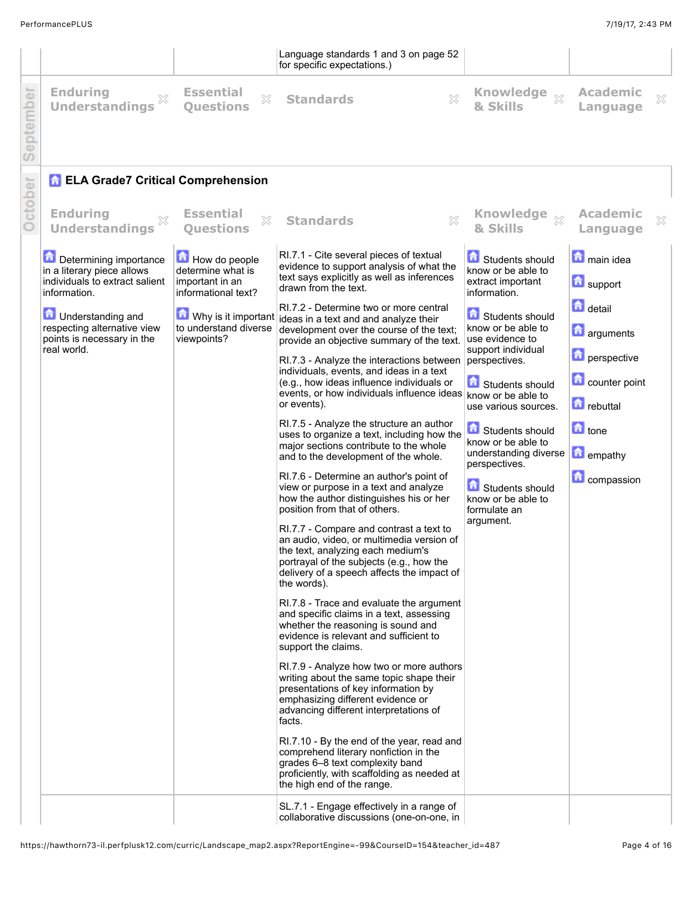| | | | | |
|---|---|---|---|---|
| | | Language standards 1 and 3 on page 52 for specific expectations.) | | |

**September**

| Enduring Understandings | Essential Questions | Standards | Knowledge & Skills | Academic Language |
|---|---|---|---|---|

**October**

## ELA Grade7 Critical Comprehension

| Enduring Understandings | Essential Questions | Standards | Knowledge & Skills | Academic Language |
|---|---|---|---|---|
| Determining importance in a literary piece allows individuals to extract salient information.<br><br>Understanding and respecting alternative view points is necessary in the real world. | How do people determine what is important in an informational text?<br><br>Why is it important to understand diverse viewpoints? | RI.7.1 - Cite several pieces of textual evidence to support analysis of what the text says explicitly as well as inferences drawn from the text.<br><br>RI.7.2 - Determine two or more central ideas in a text and and analyze their development over the course of the text; provide an objective summary of the text.<br><br>RI.7.3 - Analyze the interactions between individuals, events, and ideas in a text (e.g., how ideas influence individuals or events, or how individuals influence ideas or events).<br><br>RI.7.5 - Analyze the structure an author uses to organize a text, including how the major sections contribute to the whole and to the development of the whole.<br><br>RI.7.6 - Determine an author's point of view or purpose in a text and analyze how the author distinguishes his or her position from that of others.<br><br>RI.7.7 - Compare and contrast a text to an audio, video, or multimedia version of the text, analyzing each medium's portrayal of the subjects (e.g., how the delivery of a speech affects the impact of the words).<br><br>RI.7.8 - Trace and evaluate the argument and specific claims in a text, assessing whether the reasoning is sound and evidence is relevant and sufficient to support the claims.<br><br>RI.7.9 - Analyze how two or more authors writing about the same topic shape their presentations of key information by emphasizing different evidence or advancing different interpretations of facts.<br><br>RI.7.10 - By the end of the year, read and comprehend literary nonfiction in the grades 6–8 text complexity band proficiently, with scaffolding as needed at the high end of the range. | Students should know or be able to extract important information.<br><br>Students should know or be able to use evidence to support individual perspectives.<br><br>Students should know or be able to use various sources.<br><br>Students should know or be able to understanding diverse perspectives.<br><br>Students should know or be able to formulate an argument. | main idea<br><br>support<br><br>detail<br><br>arguments<br><br>perspective<br><br>counter point<br><br>rebuttal<br><br>tone<br><br>empathy<br><br>compassion |
| | | SL.7.1 - Engage effectively in a range of collaborative discussions (one-on-one, in | | |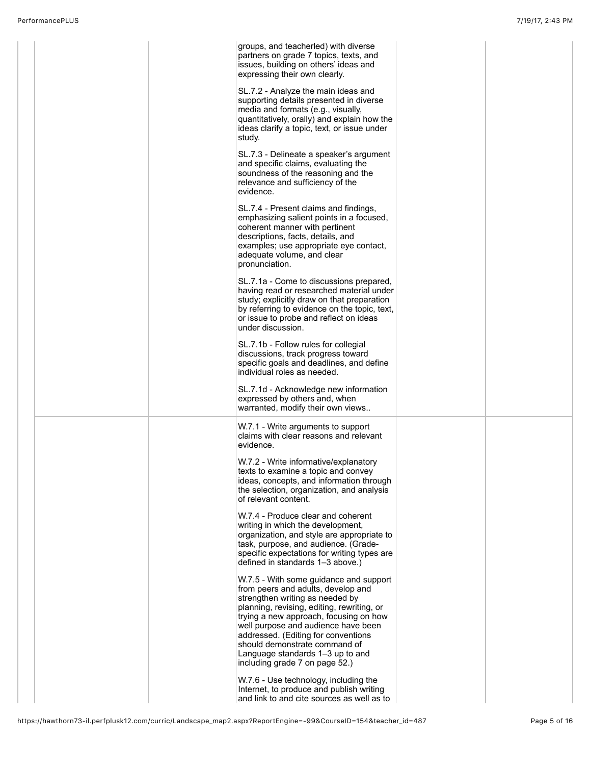| | | | | |
|---|---|---|---|---|
| | | groups, and teacherled) with diverse partners on grade 7 topics, texts, and issues, building on others' ideas and expressing their own clearly.<br><br>SL.7.2 - Analyze the main ideas and supporting details presented in diverse media and formats (e.g., visually, quantitatively, orally) and explain how the ideas clarify a topic, text, or issue under study.<br><br>SL.7.3 - Delineate a speaker's argument and specific claims, evaluating the soundness of the reasoning and the relevance and sufficiency of the evidence.<br><br>SL.7.4 - Present claims and findings, emphasizing salient points in a focused, coherent manner with pertinent descriptions, facts, details, and examples; use appropriate eye contact, adequate volume, and clear pronunciation.<br><br>SL.7.1a - Come to discussions prepared, having read or researched material under study; explicitly draw on that preparation by referring to evidence on the topic, text, or issue to probe and reflect on ideas under discussion.<br><br>SL.7.1b - Follow rules for collegial discussions, track progress toward specific goals and deadlines, and define individual roles as needed.<br><br>SL.7.1d - Acknowledge new information expressed by others and, when warranted, modify their own views.. | | |
| | | W.7.1 - Write arguments to support claims with clear reasons and relevant evidence.<br><br>W.7.2 - Write informative/explanatory texts to examine a topic and convey ideas, concepts, and information through the selection, organization, and analysis of relevant content.<br><br>W.7.4 - Produce clear and coherent writing in which the development, organization, and style are appropriate to task, purpose, and audience. (Grade-specific expectations for writing types are defined in standards 1–3 above.)<br><br>W.7.5 - With some guidance and support from peers and adults, develop and strengthen writing as needed by planning, revising, editing, rewriting, or trying a new approach, focusing on how well purpose and audience have been addressed. (Editing for conventions should demonstrate command of Language standards 1–3 up to and including grade 7 on page 52.)<br><br>W.7.6 - Use technology, including the Internet, to produce and publish writing and link to and cite sources as well as to | | |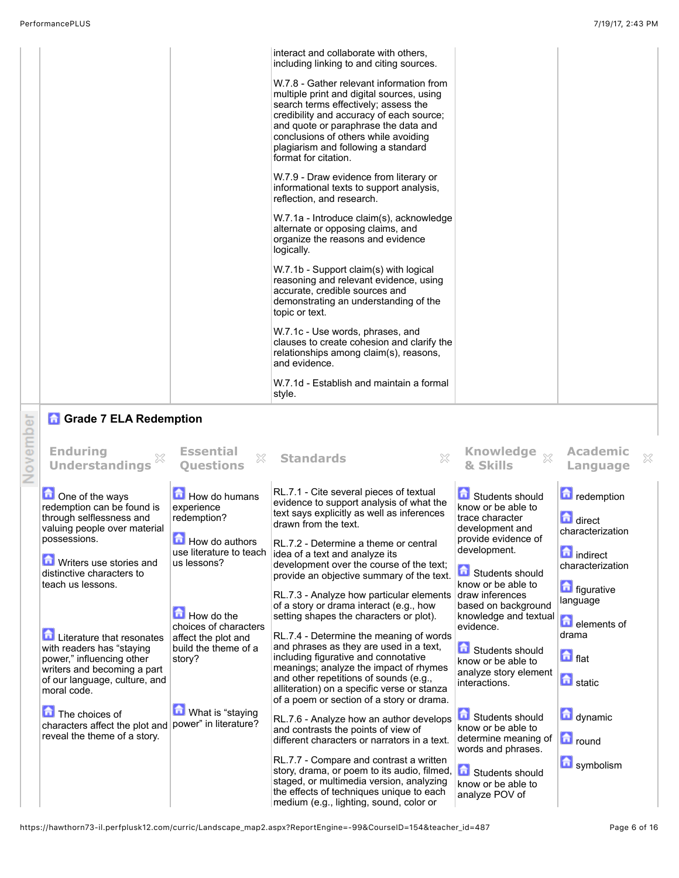| | | | | |
|---|---|---|---|---|
| | | interact and collaborate with others, including linking to and citing sources.<br><br>W.7.8 - Gather relevant information from multiple print and digital sources, using search terms effectively; assess the credibility and accuracy of each source; and quote or paraphrase the data and conclusions of others while avoiding plagiarism and following a standard format for citation.<br><br>W.7.9 - Draw evidence from literary or informational texts to support analysis, reflection, and research.<br><br>W.7.1a - Introduce claim(s), acknowledge alternate or opposing claims, and organize the reasons and evidence logically.<br><br>W.7.1b - Support claim(s) with logical reasoning and relevant evidence, using accurate, credible sources and demonstrating an understanding of the topic or text.<br><br>W.7.1c - Use words, phrases, and clauses to create cohesion and clarify the relationships among claim(s), reasons, and evidence.<br><br>W.7.1d - Establish and maintain a formal style. | | |

November

## Grade 7 ELA Redemption

| Enduring Understandings | Essential Questions | Standards | Knowledge & Skills | Academic Language |
|---|---|---|---|---|
| One of the ways redemption can be found is through selflessness and valuing people over material possessions.<br><br>Writers use stories and distinctive characters to teach us lessons.<br><br>Literature that resonates with readers has "staying power," influencing other writers and becoming a part of our language, culture, and moral code.<br><br>The choices of characters affect the plot and reveal the theme of a story. | How do humans experience redemption?<br><br>How do authors use literature to teach us lessons?<br><br>How do the choices of characters affect the plot and build the theme of a story?<br><br>What is "staying power" in literature? | RL.7.1 - Cite several pieces of textual evidence to support analysis of what the text says explicitly as well as inferences drawn from the text.<br><br>RL.7.2 - Determine a theme or central idea of a text and analyze its development over the course of the text; provide an objective summary of the text.<br><br>RL.7.3 - Analyze how particular elements of a story or drama interact (e.g., how setting shapes the characters or plot).<br><br>RL.7.4 - Determine the meaning of words and phrases as they are used in a text, including figurative and connotative meanings; analyze the impact of rhymes and other repetitions of sounds (e.g., alliteration) on a specific verse or stanza of a poem or section of a story or drama.<br><br>RL.7.6 - Analyze how an author develops and contrasts the points of view of different characters or narrators in a text.<br><br>RL.7.7 - Compare and contrast a written story, drama, or poem to its audio, filmed, staged, or multimedia version, analyzing the effects of techniques unique to each medium (e.g., lighting, sound, color or | Students should know or be able to trace character development and provide evidence of development.<br><br>Students should know or be able to draw inferences based on background knowledge and textual evidence.<br><br>Students should know or be able to analyze story element interactions.<br><br>Students should know or be able to determine meaning of words and phrases.<br><br>Students should know or be able to analyze POV of | redemption<br><br>direct characterization<br><br>indirect characterization<br><br>figurative language<br><br>elements of drama<br><br>flat<br><br>static<br><br>dynamic<br><br>round<br><br>symbolism |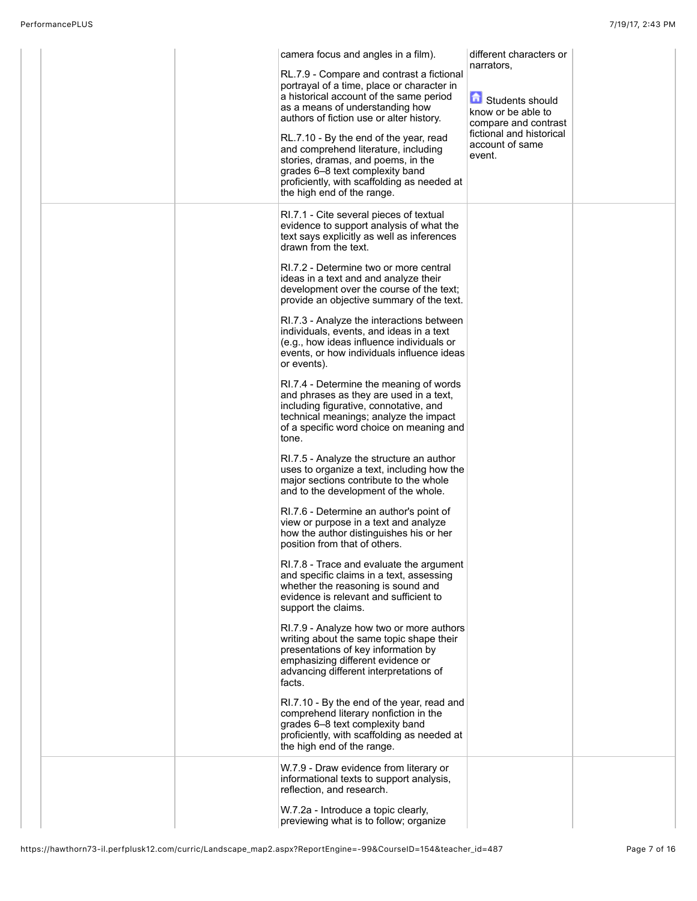| | | | | |
|---|---|---|---|---|
| | | camera focus and angles in a film).<br><br>RL.7.9 - Compare and contrast a fictional portrayal of a time, place or character in a historical account of the same period as a means of understanding how authors of fiction use or alter history.<br><br>RL.7.10 - By the end of the year, read and comprehend literature, including stories, dramas, and poems, in the grades 6–8 text complexity band proficiently, with scaffolding as needed at the high end of the range. | different characters or narrators,<br><br>Students should know or be able to compare and contrast fictional and historical account of same event. | |
| | | RI.7.1 - Cite several pieces of textual evidence to support analysis of what the text says explicitly as well as inferences drawn from the text.<br><br>RI.7.2 - Determine two or more central ideas in a text and and analyze their development over the course of the text; provide an objective summary of the text.<br><br>RI.7.3 - Analyze the interactions between individuals, events, and ideas in a text (e.g., how ideas influence individuals or events, or how individuals influence ideas or events).<br><br>RI.7.4 - Determine the meaning of words and phrases as they are used in a text, including figurative, connotative, and technical meanings; analyze the impact of a specific word choice on meaning and tone.<br><br>RI.7.5 - Analyze the structure an author uses to organize a text, including how the major sections contribute to the whole and to the development of the whole.<br><br>RI.7.6 - Determine an author's point of view or purpose in a text and analyze how the author distinguishes his or her position from that of others.<br><br>RI.7.8 - Trace and evaluate the argument and specific claims in a text, assessing whether the reasoning is sound and evidence is relevant and sufficient to support the claims.<br><br>RI.7.9 - Analyze how two or more authors writing about the same topic shape their presentations of key information by emphasizing different evidence or advancing different interpretations of facts.<br><br>RI.7.10 - By the end of the year, read and comprehend literary nonfiction in the grades 6–8 text complexity band proficiently, with scaffolding as needed at the high end of the range. | | |
| | | W.7.9 - Draw evidence from literary or informational texts to support analysis, reflection, and research.<br><br>W.7.2a - Introduce a topic clearly, previewing what is to follow; organize | | |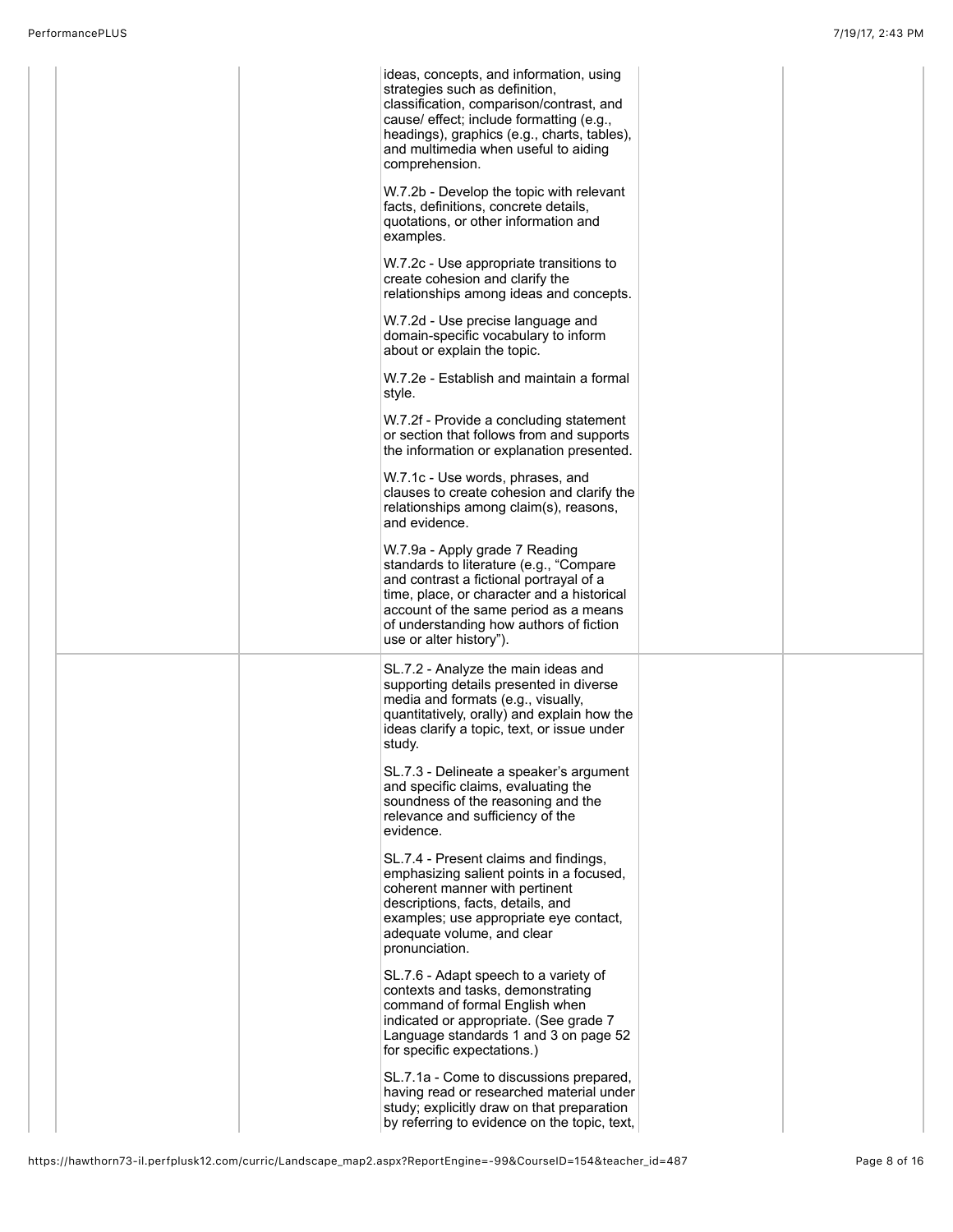| | | | | |
|---|---|---|---|---|
| | | ideas, concepts, and information, using strategies such as definition, classification, comparison/contrast, and cause/ effect; include formatting (e.g., headings), graphics (e.g., charts, tables), and multimedia when useful to aiding comprehension.<br><br>W.7.2b - Develop the topic with relevant facts, definitions, concrete details, quotations, or other information and examples.<br><br>W.7.2c - Use appropriate transitions to create cohesion and clarify the relationships among ideas and concepts.<br><br>W.7.2d - Use precise language and domain-specific vocabulary to inform about or explain the topic.<br><br>W.7.2e - Establish and maintain a formal style.<br><br>W.7.2f - Provide a concluding statement or section that follows from and supports the information or explanation presented.<br><br>W.7.1c - Use words, phrases, and clauses to create cohesion and clarify the relationships among claim(s), reasons, and evidence.<br><br>W.7.9a - Apply grade 7 Reading standards to literature (e.g., "Compare and contrast a fictional portrayal of a time, place, or character and a historical account of the same period as a means of understanding how authors of fiction use or alter history"). | | |
| | | SL.7.2 - Analyze the main ideas and supporting details presented in diverse media and formats (e.g., visually, quantitatively, orally) and explain how the ideas clarify a topic, text, or issue under study.<br><br>SL.7.3 - Delineate a speaker's argument and specific claims, evaluating the soundness of the reasoning and the relevance and sufficiency of the evidence.<br><br>SL.7.4 - Present claims and findings, emphasizing salient points in a focused, coherent manner with pertinent descriptions, facts, details, and examples; use appropriate eye contact, adequate volume, and clear pronunciation.<br><br>SL.7.6 - Adapt speech to a variety of contexts and tasks, demonstrating command of formal English when indicated or appropriate. (See grade 7 Language standards 1 and 3 on page 52 for specific expectations.)<br><br>SL.7.1a - Come to discussions prepared, having read or researched material under study; explicitly draw on that preparation by referring to evidence on the topic, text, | | |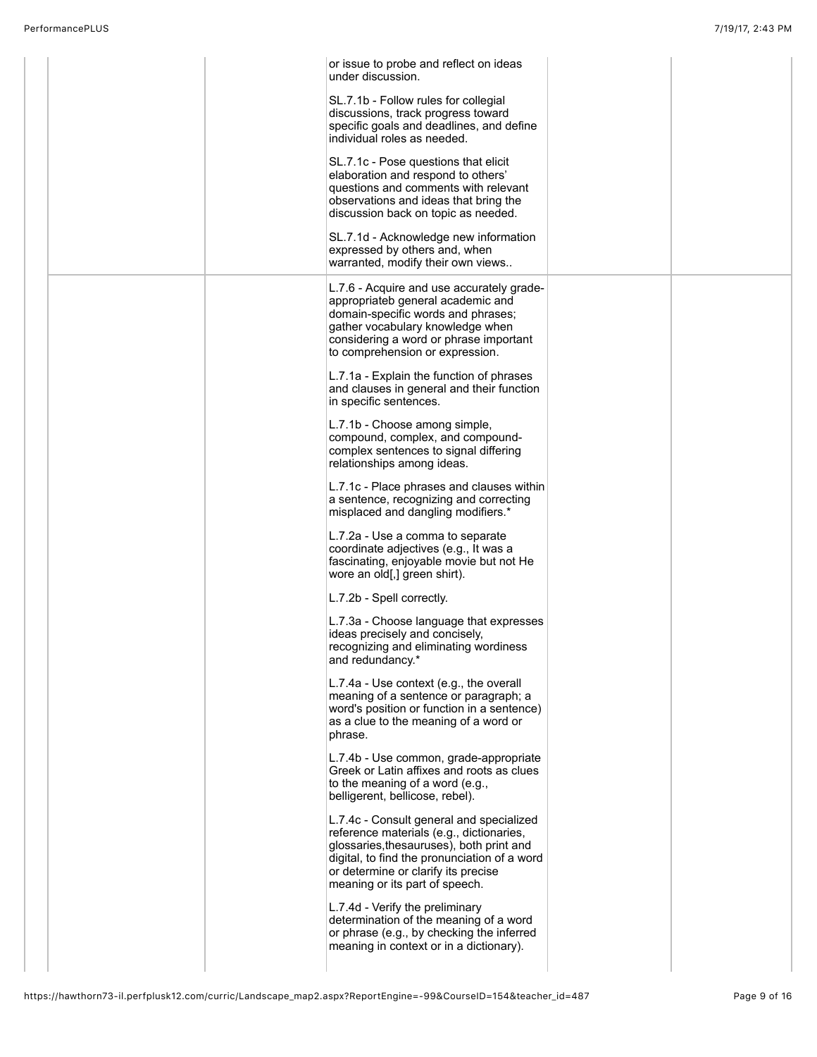| | | | | |
|---|---|---|---|---|
| | | or issue to probe and reflect on ideas under discussion.<br><br>SL.7.1b - Follow rules for collegial discussions, track progress toward specific goals and deadlines, and define individual roles as needed.<br><br>SL.7.1c - Pose questions that elicit elaboration and respond to others' questions and comments with relevant observations and ideas that bring the discussion back on topic as needed.<br><br>SL.7.1d - Acknowledge new information expressed by others and, when warranted, modify their own views.. | | |
| | | L.7.6 - Acquire and use accurately grade-appropriateb general academic and domain-specific words and phrases; gather vocabulary knowledge when considering a word or phrase important to comprehension or expression.<br><br>L.7.1a - Explain the function of phrases and clauses in general and their function in specific sentences.<br><br>L.7.1b - Choose among simple, compound, complex, and compound-complex sentences to signal differing relationships among ideas.<br><br>L.7.1c - Place phrases and clauses within a sentence, recognizing and correcting misplaced and dangling modifiers.*<br><br>L.7.2a - Use a comma to separate coordinate adjectives (e.g., It was a fascinating, enjoyable movie but not He wore an old[,] green shirt).<br><br>L.7.2b - Spell correctly.<br><br>L.7.3a - Choose language that expresses ideas precisely and concisely, recognizing and eliminating wordiness and redundancy.*<br><br>L.7.4a - Use context (e.g., the overall meaning of a sentence or paragraph; a word's position or function in a sentence) as a clue to the meaning of a word or phrase.<br><br>L.7.4b - Use common, grade-appropriate Greek or Latin affixes and roots as clues to the meaning of a word (e.g., belligerent, bellicose, rebel).<br><br>L.7.4c - Consult general and specialized reference materials (e.g., dictionaries, glossaries,thesauruses), both print and digital, to find the pronunciation of a word or determine or clarify its precise meaning or its part of speech.<br><br>L.7.4d - Verify the preliminary determination of the meaning of a word or phrase (e.g., by checking the inferred meaning in context or in a dictionary). | | |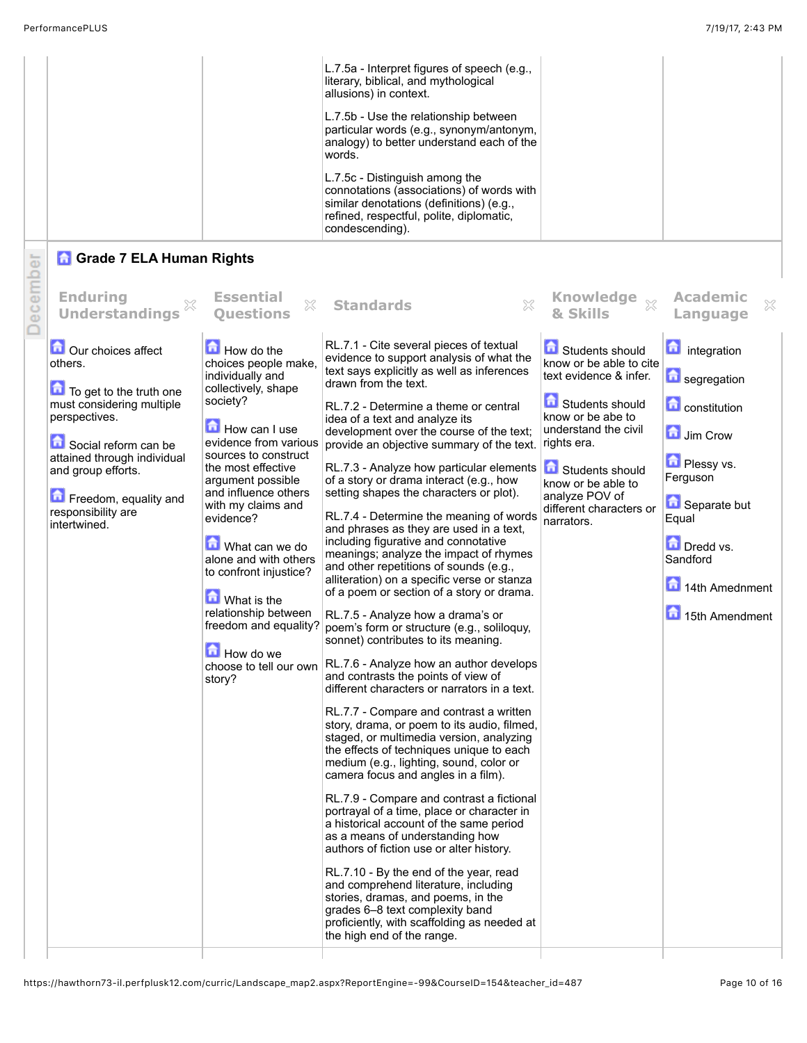| | | | | |
|---|---|---|---|---|
| | | L.7.5a - Interpret figures of speech (e.g., literary, biblical, and mythological allusions) in context.<br><br>L.7.5b - Use the relationship between particular words (e.g., synonym/antonym, analogy) to better understand each of the words.<br><br>L.7.5c - Distinguish among the connotations (associations) of words with similar denotations (definitions) (e.g., refined, respectful, polite, diplomatic, condescending). | | |

December

## Grade 7 ELA Human Rights

| Enduring Understandings | Essential Questions | Standards | Knowledge & Skills | Academic Language |
|---|---|---|---|---|
| Our choices affect others.<br><br>To get to the truth one must considering multiple perspectives.<br><br>Social reform can be attained through individual and group efforts.<br><br>Freedom, equality and responsibility are intertwined. | How do the choices people make, individually and collectively, shape society?<br><br>How can I use evidence from various sources to construct the most effective argument possible and influence others with my claims and evidence?<br><br>What can we do alone and with others to confront injustice?<br><br>What is the relationship between freedom and equality?<br><br>How do we choose to tell our own story? | RL.7.1 - Cite several pieces of textual evidence to support analysis of what the text says explicitly as well as inferences drawn from the text.<br><br>RL.7.2 - Determine a theme or central idea of a text and analyze its development over the course of the text; provide an objective summary of the text.<br><br>RL.7.3 - Analyze how particular elements of a story or drama interact (e.g., how setting shapes the characters or plot).<br><br>RL.7.4 - Determine the meaning of words and phrases as they are used in a text, including figurative and connotative meanings; analyze the impact of rhymes and other repetitions of sounds (e.g., alliteration) on a specific verse or stanza of a poem or section of a story or drama.<br><br>RL.7.5 - Analyze how a drama's or poem's form or structure (e.g., soliloquy, sonnet) contributes to its meaning.<br><br>RL.7.6 - Analyze how an author develops and contrasts the points of view of different characters or narrators in a text.<br><br>RL.7.7 - Compare and contrast a written story, drama, or poem to its audio, filmed, staged, or multimedia version, analyzing the effects of techniques unique to each medium (e.g., lighting, sound, color or camera focus and angles in a film).<br><br>RL.7.9 - Compare and contrast a fictional portrayal of a time, place or character in a historical account of the same period as a means of understanding how authors of fiction use or alter history.<br><br>RL.7.10 - By the end of the year, read and comprehend literature, including stories, dramas, and poems, in the grades 6–8 text complexity band proficiently, with scaffolding as needed at the high end of the range. | Students should know or be able to cite text evidence & infer.<br><br>Students should know or be abe to understand the civil rights era.<br><br>Students should know or be able to analyze POV of different characters or narrators. | integration<br><br>segregation<br><br>constitution<br><br>Jim Crow<br><br>Plessy vs. Ferguson<br><br>Separate but Equal<br><br>Dredd vs. Sandford<br><br>14th Amednment<br><br>15th Amendment |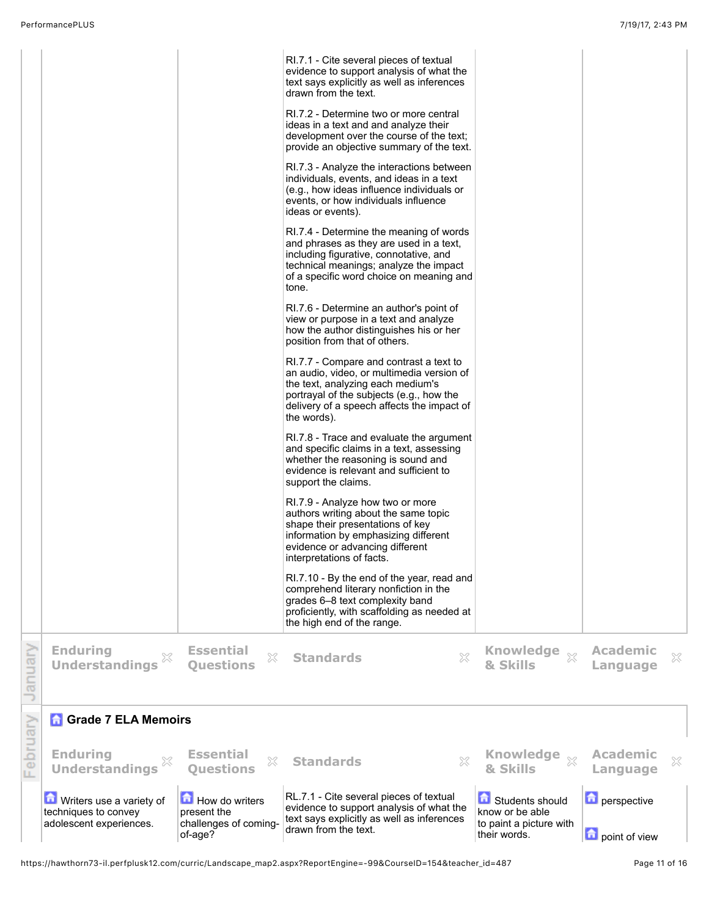| | | | | |
|---|---|---|---|---|
| | | RI.7.1 - Cite several pieces of textual evidence to support analysis of what the text says explicitly as well as inferences drawn from the text.<br><br>RI.7.2 - Determine two or more central ideas in a text and and analyze their development over the course of the text; provide an objective summary of the text.<br><br>RI.7.3 - Analyze the interactions between individuals, events, and ideas in a text (e.g., how ideas influence individuals or events, or how individuals influence ideas or events).<br><br>RI.7.4 - Determine the meaning of words and phrases as they are used in a text, including figurative, connotative, and technical meanings; analyze the impact of a specific word choice on meaning and tone.<br><br>RI.7.6 - Determine an author's point of view or purpose in a text and analyze how the author distinguishes his or her position from that of others.<br><br>RI.7.7 - Compare and contrast a text to an audio, video, or multimedia version of the text, analyzing each medium's portrayal of the subjects (e.g., how the delivery of a speech affects the impact of the words).<br><br>RI.7.8 - Trace and evaluate the argument and specific claims in a text, assessing whether the reasoning is sound and evidence is relevant and sufficient to support the claims.<br><br>RI.7.9 - Analyze how two or more authors writing about the same topic shape their presentations of key information by emphasizing different evidence or advancing different interpretations of facts.<br><br>RI.7.10 - By the end of the year, read and comprehend literary nonfiction in the grades 6–8 text complexity band proficiently, with scaffolding as needed at the high end of the range. | | |

**January**

| Enduring Understandings | Essential Questions | Standards | Knowledge & Skills | Academic Language |
|---|---|---|---|---|

**February**

## Grade 7 ELA Memoirs

| Enduring Understandings | Essential Questions | Standards | Knowledge & Skills | Academic Language |
|---|---|---|---|---|
| Writers use a variety of techniques to convey adolescent experiences. | How do writers present the challenges of coming-of-age? | RL.7.1 - Cite several pieces of textual evidence to support analysis of what the text says explicitly as well as inferences drawn from the text. | Students should know or be able to paint a picture with their words. | perspective<br><br>point of view |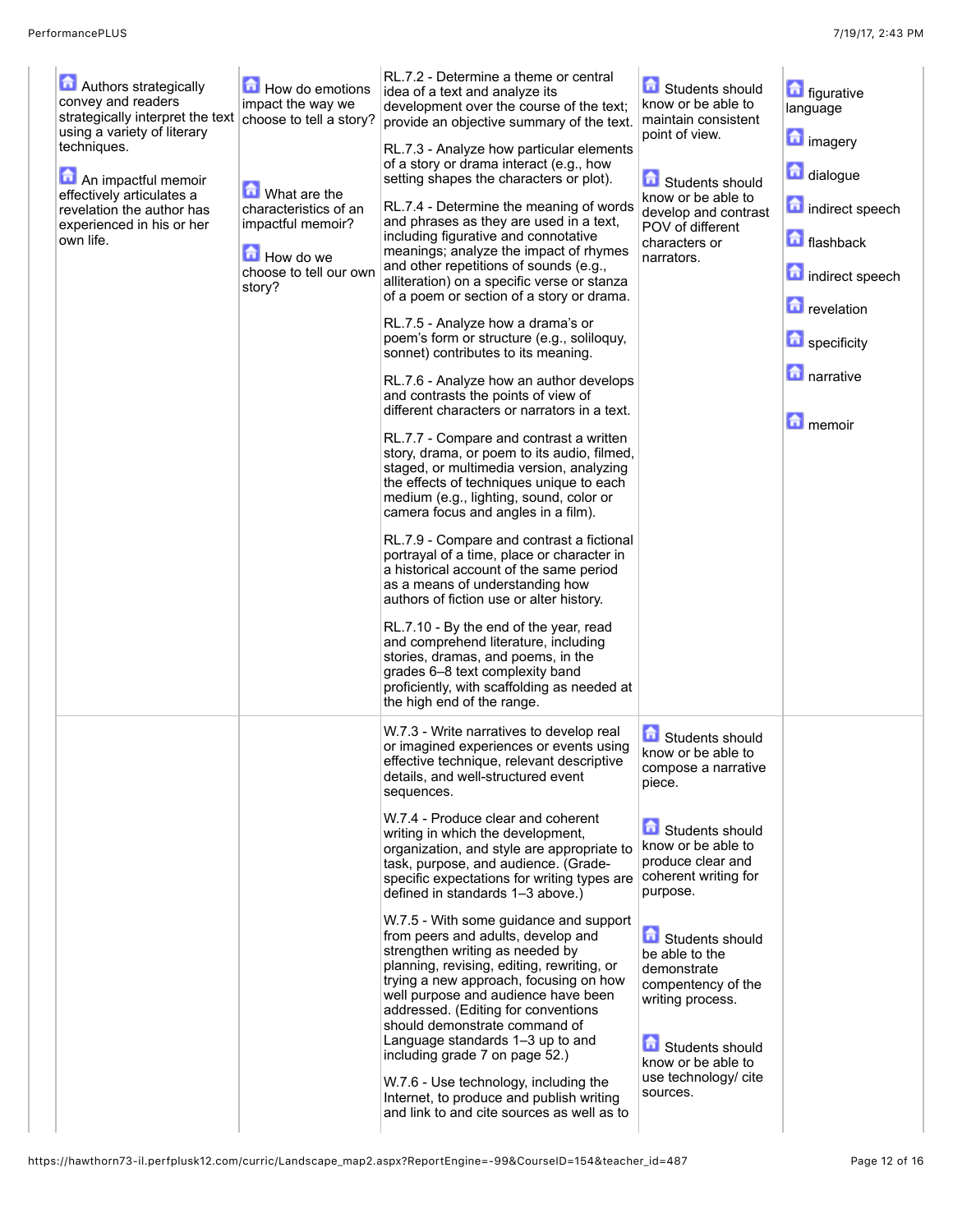| | | | | |
|---|---|---|---|---|
| Authors strategically convey and readers strategically interpret the text using a variety of literary techniques.<br><br>An impactful memoir effectively articulates a revelation the author has experienced in his or her own life. | How do emotions impact the way we choose to tell a story?<br><br>What are the characteristics of an impactful memoir?<br><br>How do we choose to tell our own story? | RL.7.2 - Determine a theme or central idea of a text and analyze its development over the course of the text; provide an objective summary of the text.<br><br>RL.7.3 - Analyze how particular elements of a story or drama interact (e.g., how setting shapes the characters or plot).<br><br>RL.7.4 - Determine the meaning of words and phrases as they are used in a text, including figurative and connotative meanings; analyze the impact of rhymes and other repetitions of sounds (e.g., alliteration) on a specific verse or stanza of a poem or section of a story or drama.<br><br>RL.7.5 - Analyze how a drama's or poem's form or structure (e.g., soliloquy, sonnet) contributes to its meaning.<br><br>RL.7.6 - Analyze how an author develops and contrasts the points of view of different characters or narrators in a text.<br><br>RL.7.7 - Compare and contrast a written story, drama, or poem to its audio, filmed, staged, or multimedia version, analyzing the effects of techniques unique to each medium (e.g., lighting, sound, color or camera focus and angles in a film).<br><br>RL.7.9 - Compare and contrast a fictional portrayal of a time, place or character in a historical account of the same period as a means of understanding how authors of fiction use or alter history.<br><br>RL.7.10 - By the end of the year, read and comprehend literature, including stories, dramas, and poems, in the grades 6–8 text complexity band proficiently, with scaffolding as needed at the high end of the range. | Students should know or be able to maintain consistent point of view.<br><br>Students should know or be able to develop and contrast POV of different characters or narrators. | figurative language<br><br>imagery<br><br>dialogue<br><br>indirect speech<br><br>flashback<br><br>indirect speech<br><br>revelation<br><br>specificity<br><br>narrative<br><br>memoir |
| | | W.7.3 - Write narratives to develop real or imagined experiences or events using effective technique, relevant descriptive details, and well-structured event sequences.<br><br>W.7.4 - Produce clear and coherent writing in which the development, organization, and style are appropriate to task, purpose, and audience. (Grade-specific expectations for writing types are defined in standards 1–3 above.)<br><br>W.7.5 - With some guidance and support from peers and adults, develop and strengthen writing as needed by planning, revising, editing, rewriting, or trying a new approach, focusing on how well purpose and audience have been addressed. (Editing for conventions should demonstrate command of Language standards 1–3 up to and including grade 7 on page 52.)<br><br>W.7.6 - Use technology, including the Internet, to produce and publish writing and link to and cite sources as well as to | Students should know or be able to compose a narrative piece.<br><br>Students should know or be able to produce clear and coherent writing for purpose.<br><br>Students should be able to the demonstrate compentency of the writing process.<br><br>Students should know or be able to use technology/ cite sources. | |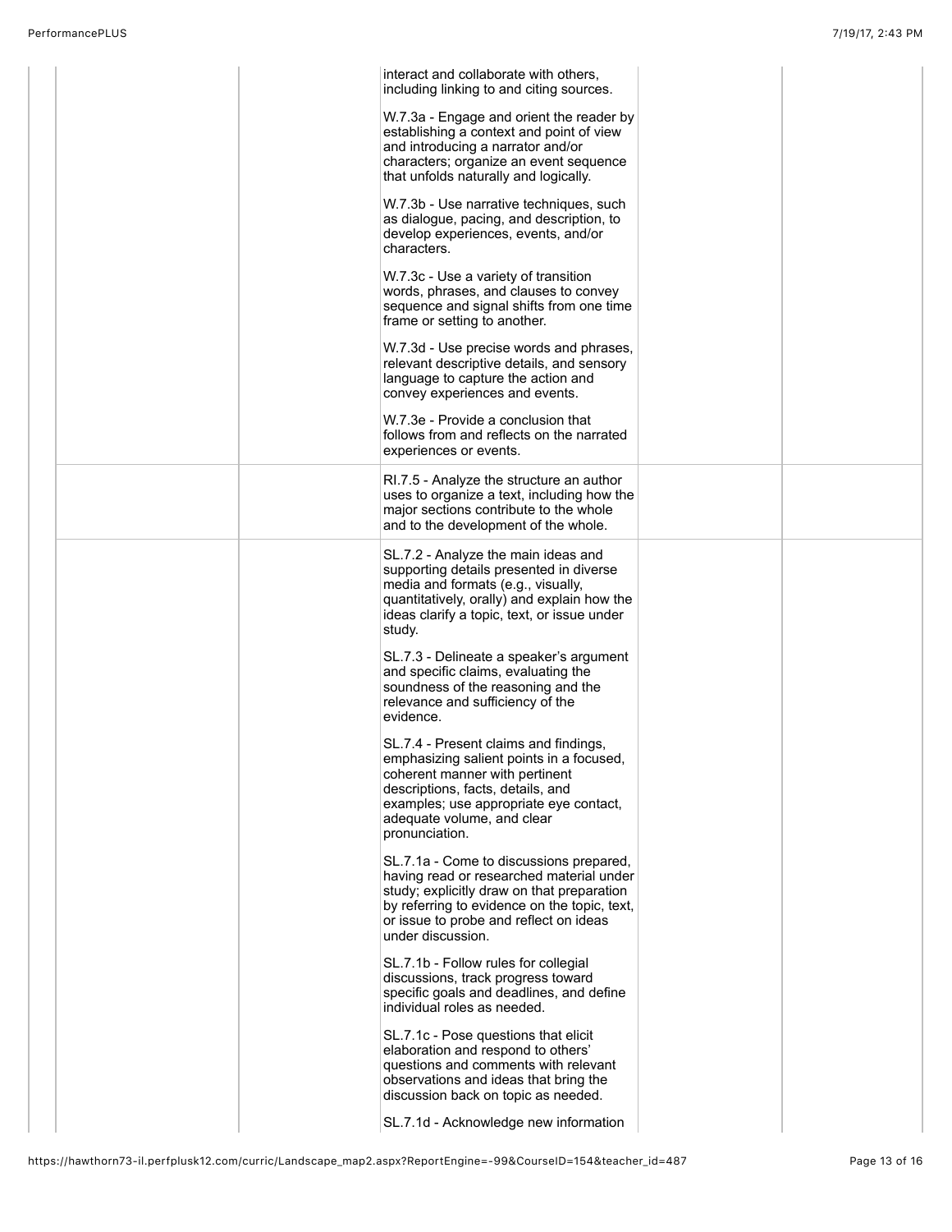| | | | | |
|---|---|---|---|---|
| | | interact and collaborate with others, including linking to and citing sources.<br><br>W.7.3a - Engage and orient the reader by establishing a context and point of view and introducing a narrator and/or characters; organize an event sequence that unfolds naturally and logically.<br><br>W.7.3b - Use narrative techniques, such as dialogue, pacing, and description, to develop experiences, events, and/or characters.<br><br>W.7.3c - Use a variety of transition words, phrases, and clauses to convey sequence and signal shifts from one time frame or setting to another.<br><br>W.7.3d - Use precise words and phrases, relevant descriptive details, and sensory language to capture the action and convey experiences and events.<br><br>W.7.3e - Provide a conclusion that follows from and reflects on the narrated experiences or events. | | |
| | | RI.7.5 - Analyze the structure an author uses to organize a text, including how the major sections contribute to the whole and to the development of the whole. | | |
| | | SL.7.2 - Analyze the main ideas and supporting details presented in diverse media and formats (e.g., visually, quantitatively, orally) and explain how the ideas clarify a topic, text, or issue under study.<br><br>SL.7.3 - Delineate a speaker's argument and specific claims, evaluating the soundness of the reasoning and the relevance and sufficiency of the evidence.<br><br>SL.7.4 - Present claims and findings, emphasizing salient points in a focused, coherent manner with pertinent descriptions, facts, details, and examples; use appropriate eye contact, adequate volume, and clear pronunciation.<br><br>SL.7.1a - Come to discussions prepared, having read or researched material under study; explicitly draw on that preparation by referring to evidence on the topic, text, or issue to probe and reflect on ideas under discussion.<br><br>SL.7.1b - Follow rules for collegial discussions, track progress toward specific goals and deadlines, and define individual roles as needed.<br><br>SL.7.1c - Pose questions that elicit elaboration and respond to others' questions and comments with relevant observations and ideas that bring the discussion back on topic as needed.<br><br>SL.7.1d - Acknowledge new information | | |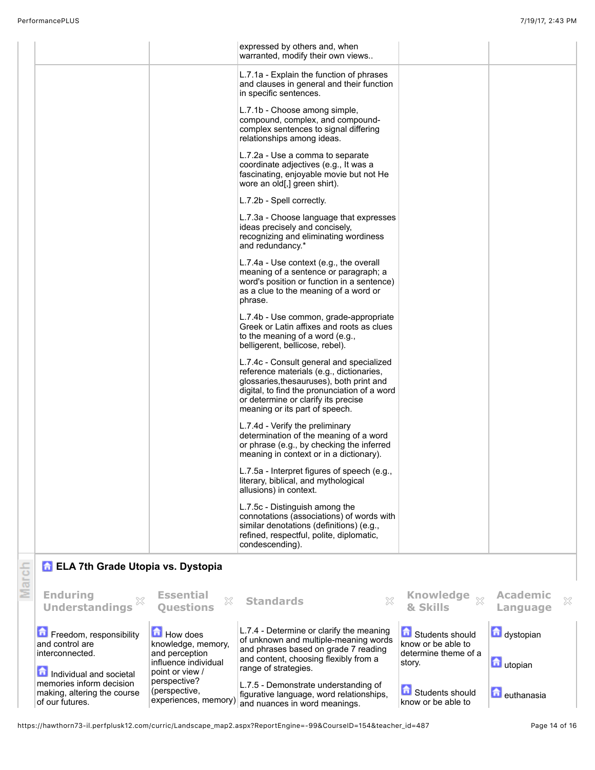| | | | | |
|---|---|---|---|---|
| | | expressed by others and, when warranted, modify their own views.. | | |
| | | L.7.1a - Explain the function of phrases and clauses in general and their function in specific sentences.<br><br>L.7.1b - Choose among simple, compound, complex, and compound-complex sentences to signal differing relationships among ideas.<br><br>L.7.2a - Use a comma to separate coordinate adjectives (e.g., It was a fascinating, enjoyable movie but not He wore an old[,] green shirt).<br><br>L.7.2b - Spell correctly.<br><br>L.7.3a - Choose language that expresses ideas precisely and concisely, recognizing and eliminating wordiness and redundancy.*<br><br>L.7.4a - Use context (e.g., the overall meaning of a sentence or paragraph; a word's position or function in a sentence) as a clue to the meaning of a word or phrase.<br><br>L.7.4b - Use common, grade-appropriate Greek or Latin affixes and roots as clues to the meaning of a word (e.g., belligerent, bellicose, rebel).<br><br>L.7.4c - Consult general and specialized reference materials (e.g., dictionaries, glossaries,thesauruses), both print and digital, to find the pronunciation of a word or determine or clarify its precise meaning or its part of speech.<br><br>L.7.4d - Verify the preliminary determination of the meaning of a word or phrase (e.g., by checking the inferred meaning in context or in a dictionary).<br><br>L.7.5a - Interpret figures of speech (e.g., literary, biblical, and mythological allusions) in context.<br><br>L.7.5c - Distinguish among the connotations (associations) of words with similar denotations (definitions) (e.g., refined, respectful, polite, diplomatic, condescending). | | |

March

## ELA 7th Grade Utopia vs. Dystopia

| Enduring Understandings | Essential Questions | Standards | Knowledge & Skills | Academic Language |
|---|---|---|---|---|
| Freedom, responsibility and control are interconnected.<br><br>Individual and societal memories inform decision making, altering the course of our futures. | How does knowledge, memory, and perception influence individual point or view / perspective? (perspective, experiences, memory) | L.7.4 - Determine or clarify the meaning of unknown and multiple-meaning words and phrases based on grade 7 reading and content, choosing flexibly from a range of strategies.<br><br>L.7.5 - Demonstrate understanding of figurative language, word relationships, and nuances in word meanings. | Students should know or be able to determine theme of a story.<br><br>Students should know or be able to | dystopian<br><br>utopian<br><br>euthanasia |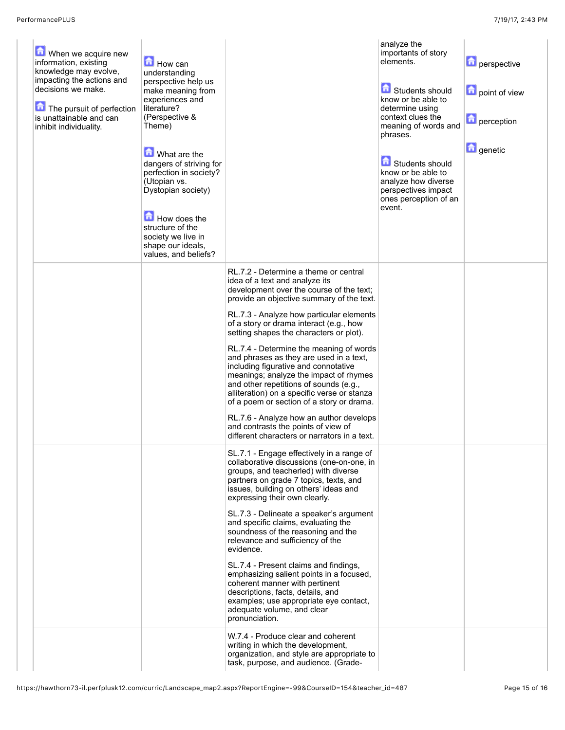| | | | | |
|---|---|---|---|---|
| When we acquire new information, existing knowledge may evolve, impacting the actions and decisions we make.<br><br>The pursuit of perfection is unattainable and can inhibit individuality. | How can understanding perspective help us make meaning from experiences and literature? (Perspective & Theme)<br><br>What are the dangers of striving for perfection in society? (Utopian vs. Dystopian society)<br><br>How does the structure of the society we live in shape our ideals, values, and beliefs? | | analyze the importants of story elements.<br><br>Students should know or be able to determine using context clues the meaning of words and phrases.<br><br>Students should know or be able to analyze how diverse perspectives impact ones perception of an event. | perspective<br><br>point of view<br><br>perception<br><br>genetic |
| | | RL.7.2 - Determine a theme or central idea of a text and analyze its development over the course of the text; provide an objective summary of the text.<br><br>RL.7.3 - Analyze how particular elements of a story or drama interact (e.g., how setting shapes the characters or plot).<br><br>RL.7.4 - Determine the meaning of words and phrases as they are used in a text, including figurative and connotative meanings; analyze the impact of rhymes and other repetitions of sounds (e.g., alliteration) on a specific verse or stanza of a poem or section of a story or drama.<br><br>RL.7.6 - Analyze how an author develops and contrasts the points of view of different characters or narrators in a text. | | |
| | | SL.7.1 - Engage effectively in a range of collaborative discussions (one-on-one, in groups, and teacherled) with diverse partners on grade 7 topics, texts, and issues, building on others' ideas and expressing their own clearly.<br><br>SL.7.3 - Delineate a speaker's argument and specific claims, evaluating the soundness of the reasoning and the relevance and sufficiency of the evidence.<br><br>SL.7.4 - Present claims and findings, emphasizing salient points in a focused, coherent manner with pertinent descriptions, facts, details, and examples; use appropriate eye contact, adequate volume, and clear pronunciation. | | |
| | | W.7.4 - Produce clear and coherent writing in which the development, organization, and style are appropriate to task, purpose, and audience. (Grade- | | |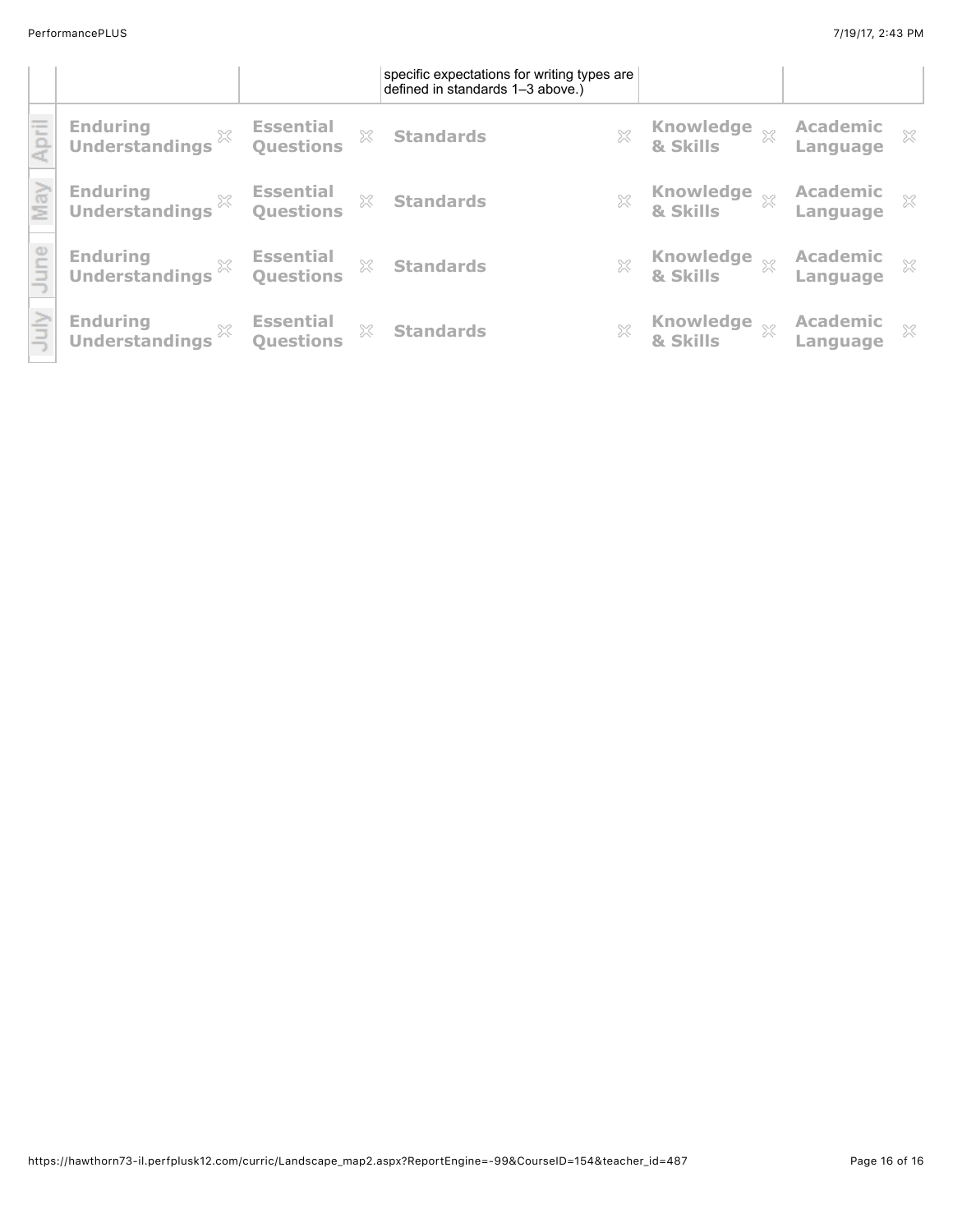| | | | | | |
|---|---|---|---|---|---|
| | | | specific expectations for writing types are defined in standards 1–3 above.) | | |
| April | Enduring Understandings | Essential Questions | Standards | Knowledge & Skills | Academic Language |
| May | Enduring Understandings | Essential Questions | Standards | Knowledge & Skills | Academic Language |
| June | Enduring Understandings | Essential Questions | Standards | Knowledge & Skills | Academic Language |
| July | Enduring Understandings | Essential Questions | Standards | Knowledge & Skills | Academic Language |